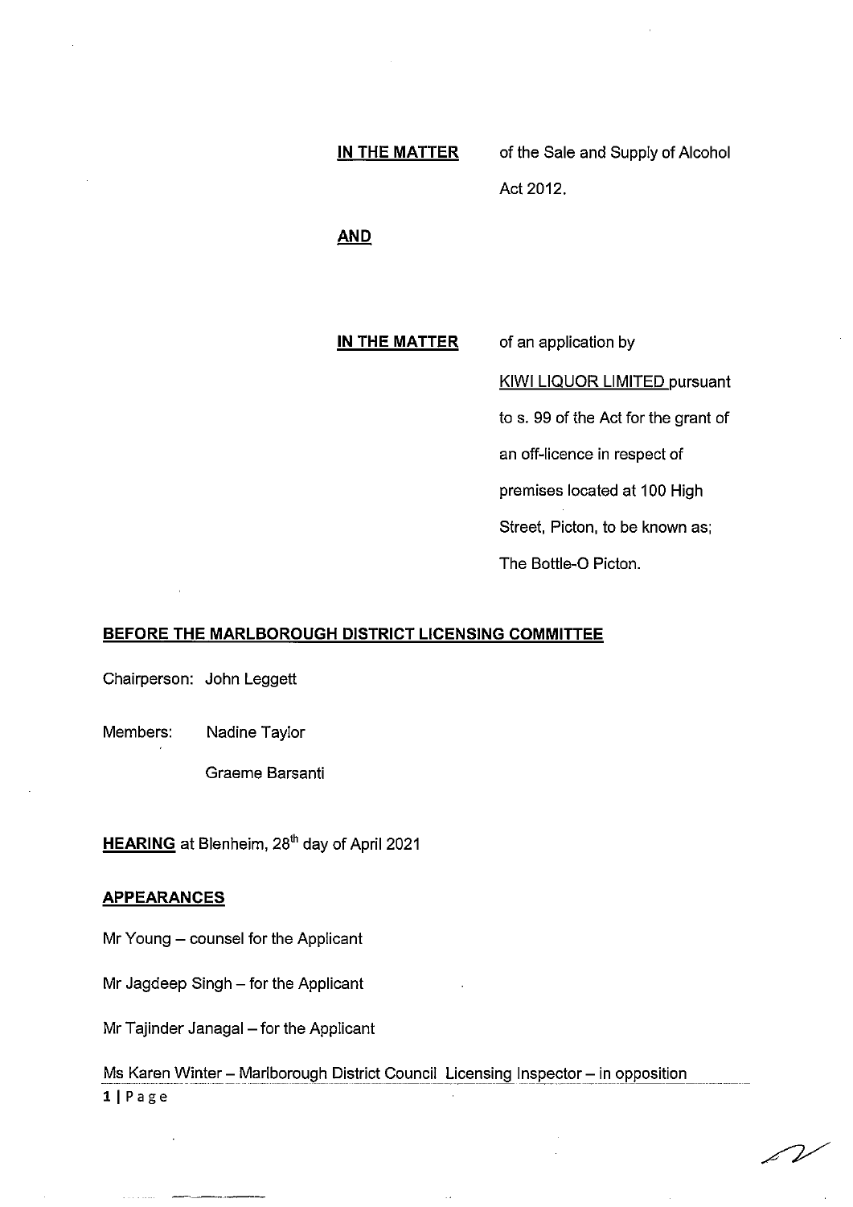**IN THE MATTER** of the Sale and Supply of Alcohol Act 2012.

**AND**

**IN THE MATTER** of an application by KIWI LIQUOR LIMITED pursuant to s. 99 of the Act for the grant of an off-licence in respect of premises located at 100 High Street, Picton, to be known as; The Bottle-O Picton.

**BEFORE THE MARLBOROUGH DISTRICT LICENSING COMMITTEE**

Chairperson: John Leggett

Members: Nadine Taylor

Graeme Barsanti

**HEARING** at Blenheim, 28th day of April 2021

**APPEARANCES**

Mr Young – counsel for the Applicant

Mr Jagdeep Singh – for the Applicant

Mr Tajinder Janagal – for the Applicant

Ms Karen Winter – Marlborough District Council Licensing Inspector – in opposition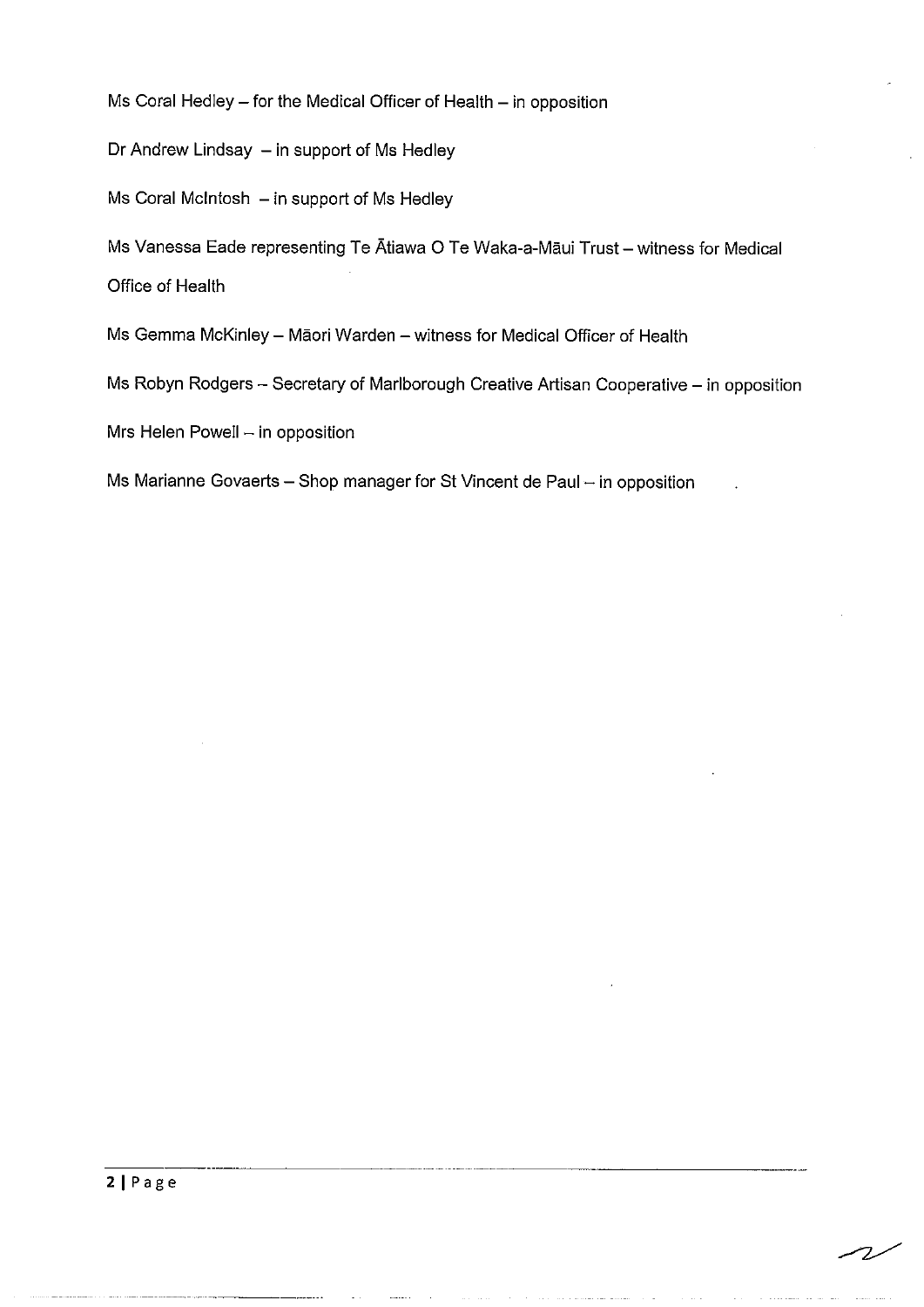Ms Coral Hedley – for the Medical Officer of Health – in opposition

Dr Andrew Lindsay – in support of Ms Hedley

Ms Coral McIntosh – in support of Ms Hedley

Ms Vanessa Eade representing Te Ātiawa O Te Waka-a-Māui Trust – witness for Medical Office of Health

Ms Gemma McKinley – Māori Warden – witness for Medical Officer of Health

Ms Robyn Rodgers – Secretary of Marlborough Creative Artisan Cooperative – in opposition

Mrs Helen Powell – in opposition

Ms Marianne Govaerts – Shop manager for St Vincent de Paul – in opposition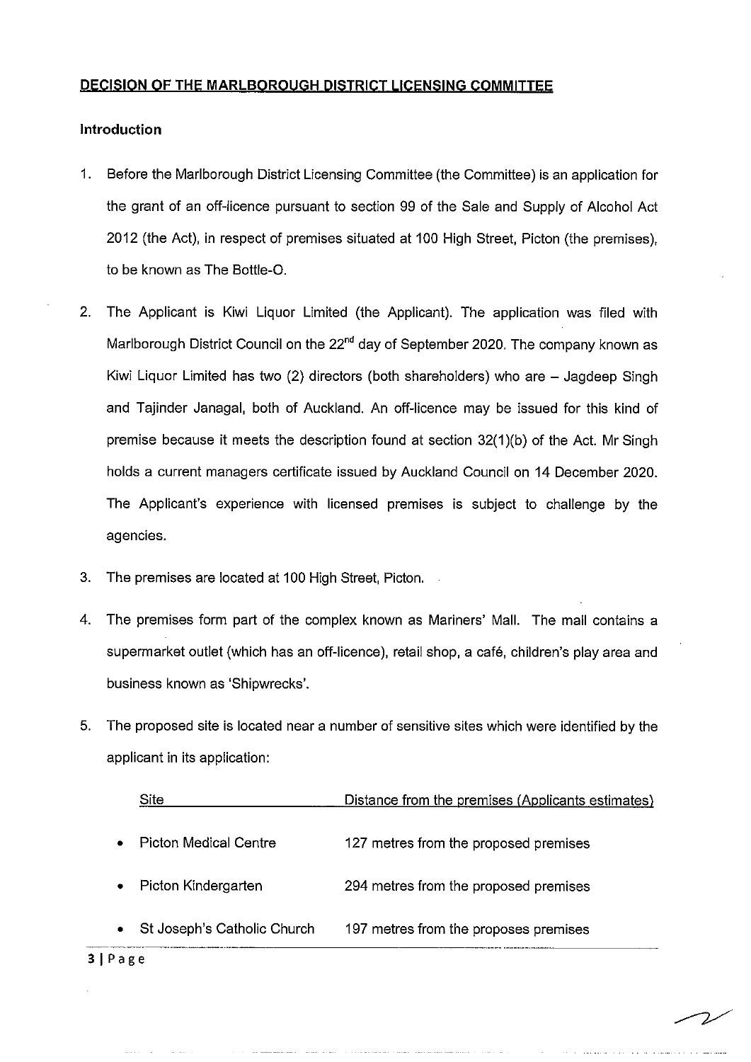**DECISION OF THE MARLBOROUGH DISTRICT LICENSING COMMITTEE**

**Introduction**

1. Before the Marlborough District Licensing Committee (the Committee) is an application for the grant of an off-licence pursuant to section 99 of the Sale and Supply of Alcohol Act 2012 (the Act), in respect of premises situated at 100 High Street, Picton (the premises), to be known as The Bottle-O.

2. The Applicant is Kiwi Liquor Limited (the Applicant). The application was filed with Marlborough District Council on the 22nd day of September 2020. The company known as Kiwi Liquor Limited has two (2) directors (both shareholders) who are – Jagdeep Singh and Tajinder Janagal, both of Auckland. An off-licence may be issued for this kind of premise because it meets the description found at section 32(1)(b) of the Act. Mr Singh holds a current managers certificate issued by Auckland Council on 14 December 2020. The Applicant's experience with licensed premises is subject to challenge by the agencies.

3. The premises are located at 100 High Street, Picton.

4. The premises form part of the complex known as Mariners' Mall. The mall contains a supermarket outlet (which has an off-licence), retail shop, a café, children's play area and business known as 'Shipwrecks'.

5. The proposed site is located near a number of sensitive sites which were identified by the applicant in its application:

| Site | Distance from the premises (Applicants estimates) |
|---|---|
| • Picton Medical Centre | 127 metres from the proposed premises |
| • Picton Kindergarten | 294 metres from the proposed premises |
| • St Joseph's Catholic Church | 197 metres from the proposes premises |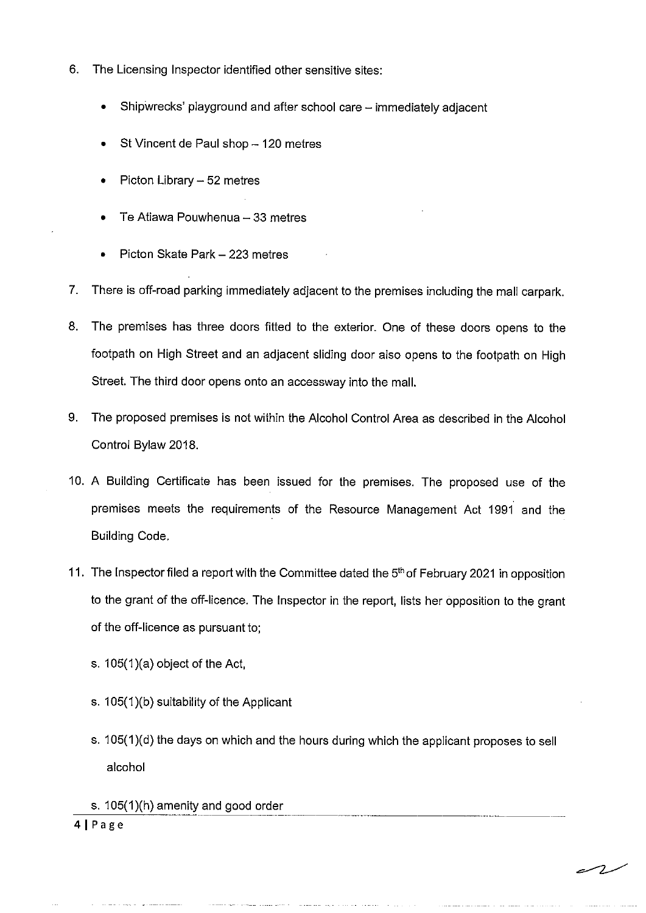6. The Licensing Inspector identified other sensitive sites:

   - Shipwrecks' playground and after school care – immediately adjacent
   - St Vincent de Paul shop – 120 metres
   - Picton Library – 52 metres
   - Te Atiawa Pouwhenua – 33 metres
   - Picton Skate Park – 223 metres

7. There is off-road parking immediately adjacent to the premises including the mall carpark.

8. The premises has three doors fitted to the exterior. One of these doors opens to the footpath on High Street and an adjacent sliding door also opens to the footpath on High Street. The third door opens onto an accessway into the mall.

9. The proposed premises is not within the Alcohol Control Area as described in the Alcohol Control Bylaw 2018.

10. A Building Certificate has been issued for the premises. The proposed use of the premises meets the requirements of the Resource Management Act 1991 and the Building Code.

11. The Inspector filed a report with the Committee dated the 5th of February 2021 in opposition to the grant of the off-licence. The Inspector in the report, lists her opposition to the grant of the off-licence as pursuant to;

    s. 105(1)(a) object of the Act,

    s. 105(1)(b) suitability of the Applicant

    s. 105(1)(d) the days on which and the hours during which the applicant proposes to sell alcohol

    s. 105(1)(h) amenity and good order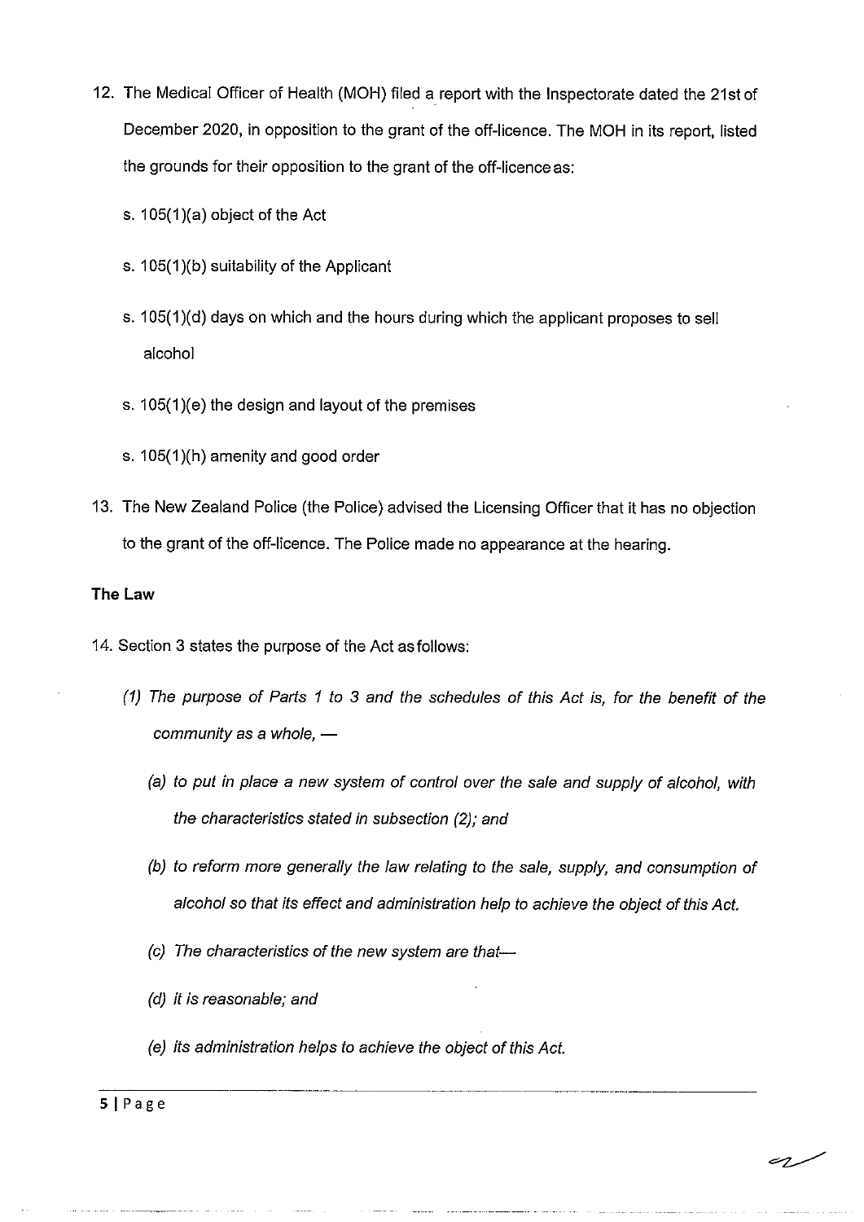12. The Medical Officer of Health (MOH) filed a report with the Inspectorate dated the 21st of December 2020, in opposition to the grant of the off-licence. The MOH in its report, listed the grounds for their opposition to the grant of the off-licence as:

    s. 105(1)(a) object of the Act

    s. 105(1)(b) suitability of the Applicant

    s. 105(1)(d) days on which and the hours during which the applicant proposes to sell alcohol

    s. 105(1)(e) the design and layout of the premises

    s. 105(1)(h) amenity and good order

13. The New Zealand Police (the Police) advised the Licensing Officer that it has no objection to the grant of the off-licence. The Police made no appearance at the hearing.

**The Law**

14. Section 3 states the purpose of the Act as follows:

    *(1) The purpose of Parts 1 to 3 and the schedules of this Act is, for the benefit of the community as a whole, —*

    *(a) to put in place a new system of control over the sale and supply of alcohol, with the characteristics stated in subsection (2); and*

    *(b) to reform more generally the law relating to the sale, supply, and consumption of alcohol so that its effect and administration help to achieve the object of this Act.*

    *(c) The characteristics of the new system are that—*

    *(d) it is reasonable; and*

    *(e) its administration helps to achieve the object of this Act.*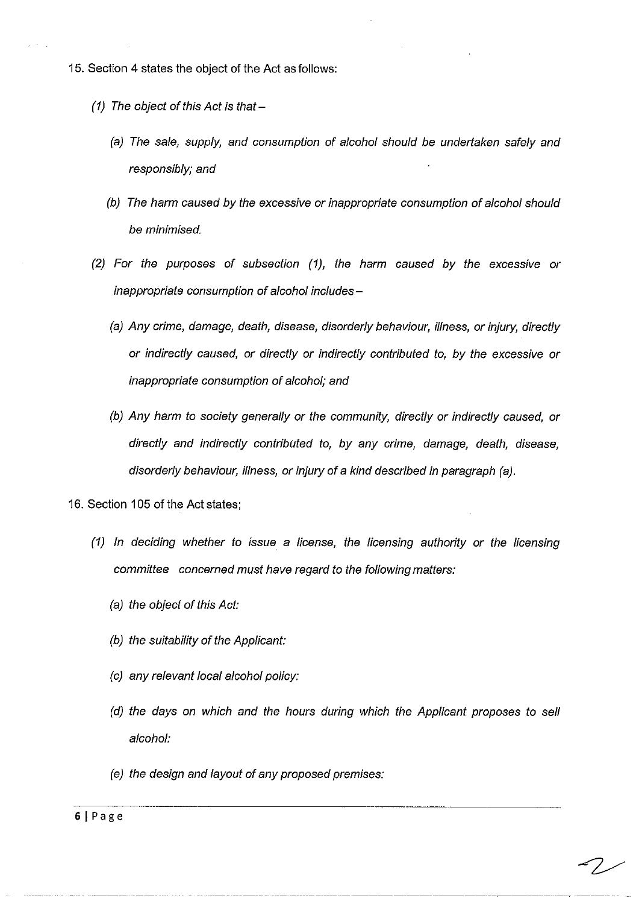15. Section 4 states the object of the Act as follows:

    *(1) The object of this Act is that –*

    *(a) The sale, supply, and consumption of alcohol should be undertaken safely and responsibly; and*

    *(b) The harm caused by the excessive or inappropriate consumption of alcohol should be minimised.*

    *(2) For the purposes of subsection (1), the harm caused by the excessive or inappropriate consumption of alcohol includes –*

    *(a) Any crime, damage, death, disease, disorderly behaviour, illness, or injury, directly or indirectly caused, or directly or indirectly contributed to, by the excessive or inappropriate consumption of alcohol; and*

    *(b) Any harm to society generally or the community, directly or indirectly caused, or directly and indirectly contributed to, by any crime, damage, death, disease, disorderly behaviour, illness, or injury of a kind described in paragraph (a).*

16. Section 105 of the Act states;

    *(1) In deciding whether to issue a license, the licensing authority or the licensing committee concerned must have regard to the following matters:*

    *(a) the object of this Act:*

    *(b) the suitability of the Applicant:*

    *(c) any relevant local alcohol policy:*

    *(d) the days on which and the hours during which the Applicant proposes to sell alcohol:*

    *(e) the design and layout of any proposed premises:*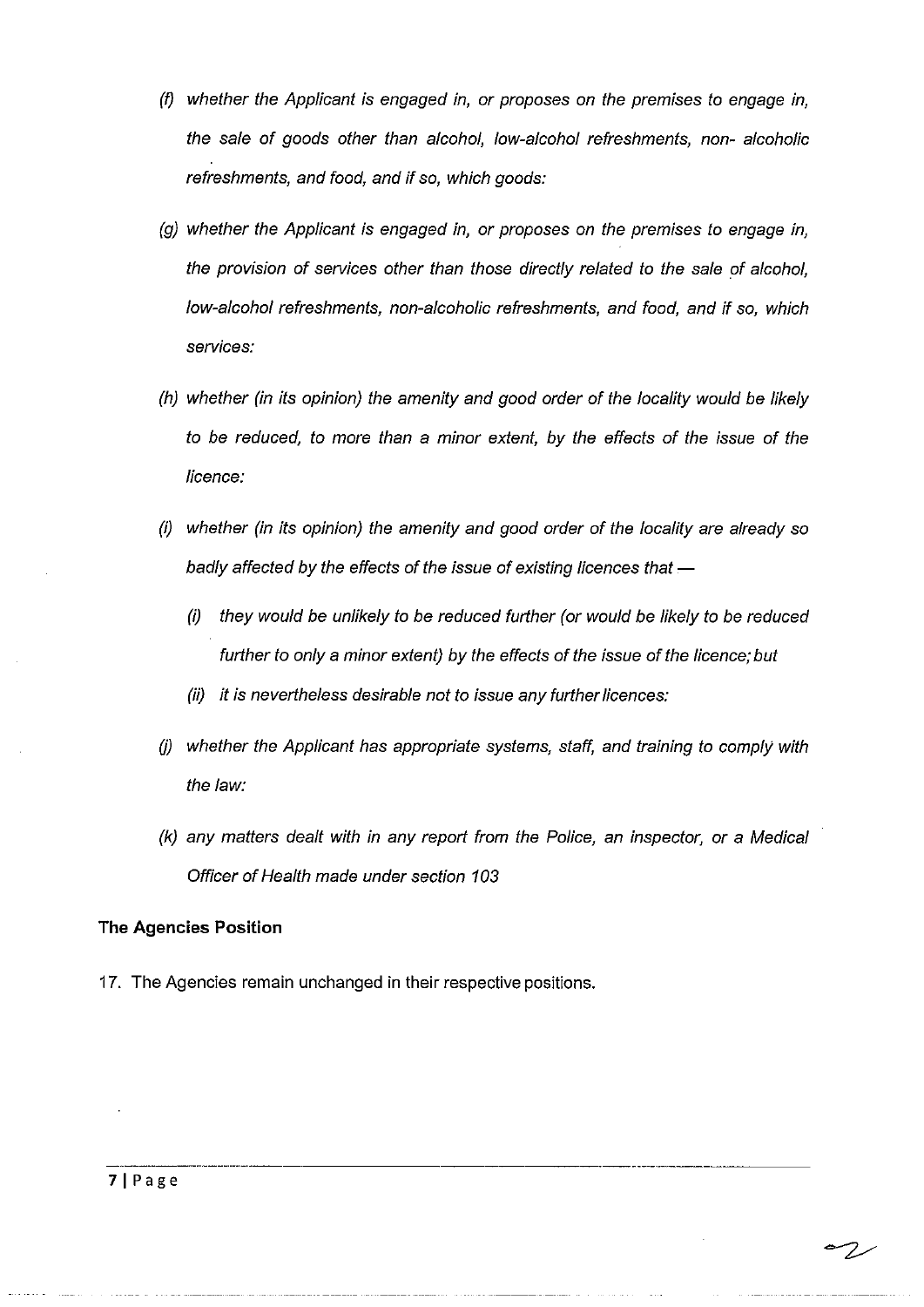*(f) whether the Applicant is engaged in, or proposes on the premises to engage in, the sale of goods other than alcohol, low-alcohol refreshments, non- alcoholic refreshments, and food, and if so, which goods:*

*(g) whether the Applicant is engaged in, or proposes on the premises to engage in, the provision of services other than those directly related to the sale of alcohol, low-alcohol refreshments, non-alcoholic refreshments, and food, and if so, which services:*

*(h) whether (in its opinion) the amenity and good order of the locality would be likely to be reduced, to more than a minor extent, by the effects of the issue of the licence:*

*(i) whether (in its opinion) the amenity and good order of the locality are already so badly affected by the effects of the issue of existing licences that —*

*(i) they would be unlikely to be reduced further (or would be likely to be reduced further to only a minor extent) by the effects of the issue of the licence; but*

*(ii) it is nevertheless desirable not to issue any further licences:*

*(j) whether the Applicant has appropriate systems, staff, and training to comply with the law:*

*(k) any matters dealt with in any report from the Police, an inspector, or a Medical Officer of Health made under section 103*

**The Agencies Position**

17. The Agencies remain unchanged in their respective positions.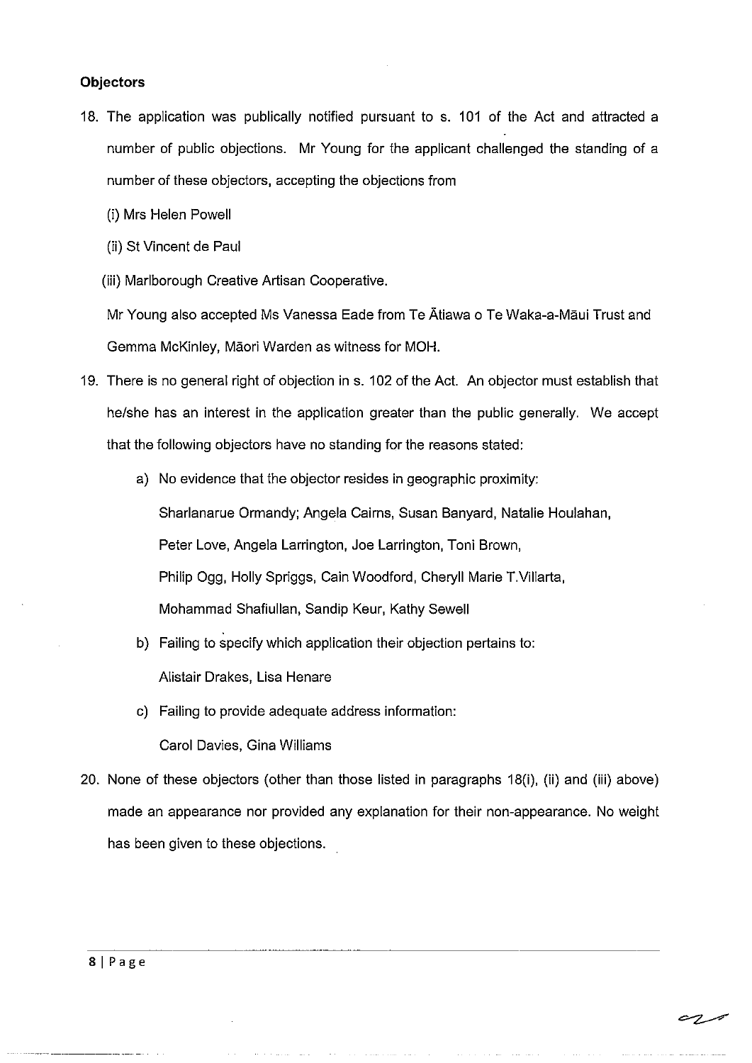**Objectors**

18. The application was publically notified pursuant to s. 101 of the Act and attracted a number of public objections. Mr Young for the applicant challenged the standing of a number of these objectors, accepting the objections from

    (i) Mrs Helen Powell

    (ii) St Vincent de Paul

    (iii) Marlborough Creative Artisan Cooperative.

    Mr Young also accepted Ms Vanessa Eade from Te Ātiawa o Te Waka-a-Māui Trust and Gemma McKinley, Māori Warden as witness for MOH.

19. There is no general right of objection in s. 102 of the Act. An objector must establish that he/she has an interest in the application greater than the public generally. We accept that the following objectors have no standing for the reasons stated:

    a) No evidence that the objector resides in geographic proximity:

       Sharlanarue Ormandy; Angela Cairns, Susan Banyard, Natalie Houlahan, Peter Love, Angela Larrington, Joe Larrington, Toni Brown, Philip Ogg, Holly Spriggs, Cain Woodford, Cheryll Marie T.Villarta, Mohammad Shafiullan, Sandip Keur, Kathy Sewell

    b) Failing to specify which application their objection pertains to:

       Alistair Drakes, Lisa Henare

    c) Failing to provide adequate address information:

       Carol Davies, Gina Williams

20. None of these objectors (other than those listed in paragraphs 18(i), (ii) and (iii) above) made an appearance nor provided any explanation for their non-appearance. No weight has been given to these objections.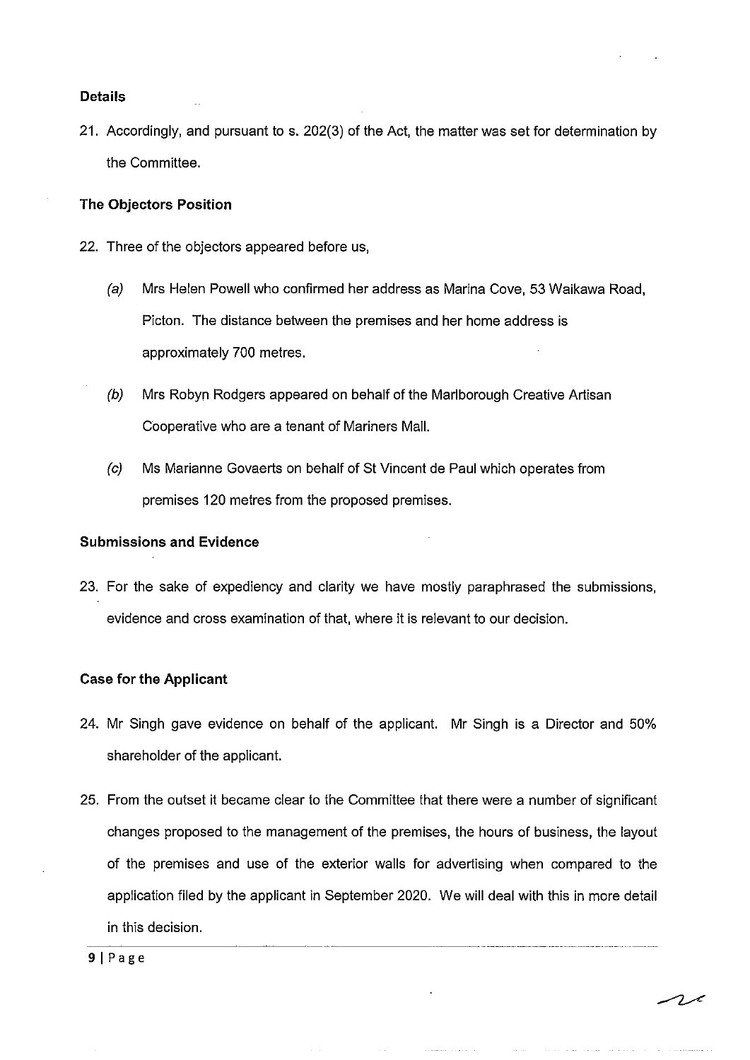**Details**

21. Accordingly, and pursuant to s. 202(3) of the Act, the matter was set for determination by the Committee.

**The Objectors Position**

22. Three of the objectors appeared before us,

    *(a)* Mrs Helen Powell who confirmed her address as Marina Cove, 53 Waikawa Road, Picton. The distance between the premises and her home address is approximately 700 metres.

    *(b)* Mrs Robyn Rodgers appeared on behalf of the Marlborough Creative Artisan Cooperative who are a tenant of Mariners Mall.

    *(c)* Ms Marianne Govaerts on behalf of St Vincent de Paul which operates from premises 120 metres from the proposed premises.

**Submissions and Evidence**

23. For the sake of expediency and clarity we have mostly paraphrased the submissions, evidence and cross examination of that, where it is relevant to our decision.

**Case for the Applicant**

24. Mr Singh gave evidence on behalf of the applicant. Mr Singh is a Director and 50% shareholder of the applicant.

25. From the outset it became clear to the Committee that there were a number of significant changes proposed to the management of the premises, the hours of business, the layout of the premises and use of the exterior walls for advertising when compared to the application filed by the applicant in September 2020. We will deal with this in more detail in this decision.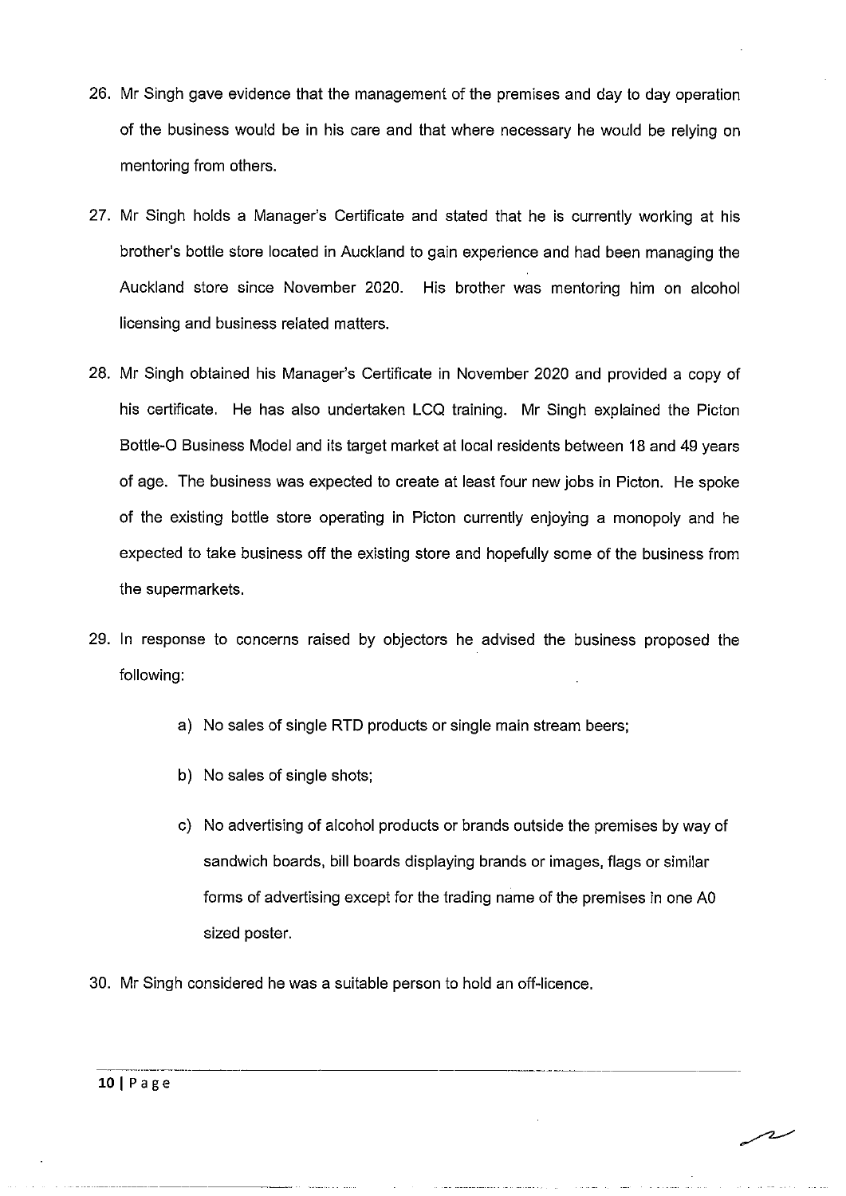26. Mr Singh gave evidence that the management of the premises and day to day operation of the business would be in his care and that where necessary he would be relying on mentoring from others.

27. Mr Singh holds a Manager's Certificate and stated that he is currently working at his brother's bottle store located in Auckland to gain experience and had been managing the Auckland store since November 2020. His brother was mentoring him on alcohol licensing and business related matters.

28. Mr Singh obtained his Manager's Certificate in November 2020 and provided a copy of his certificate. He has also undertaken LCQ training. Mr Singh explained the Picton Bottle-O Business Model and its target market at local residents between 18 and 49 years of age. The business was expected to create at least four new jobs in Picton. He spoke of the existing bottle store operating in Picton currently enjoying a monopoly and he expected to take business off the existing store and hopefully some of the business from the supermarkets.

29. In response to concerns raised by objectors he advised the business proposed the following:

    a) No sales of single RTD products or single main stream beers;

    b) No sales of single shots;

    c) No advertising of alcohol products or brands outside the premises by way of sandwich boards, bill boards displaying brands or images, flags or similar forms of advertising except for the trading name of the premises in one A0 sized poster.

30. Mr Singh considered he was a suitable person to hold an off-licence.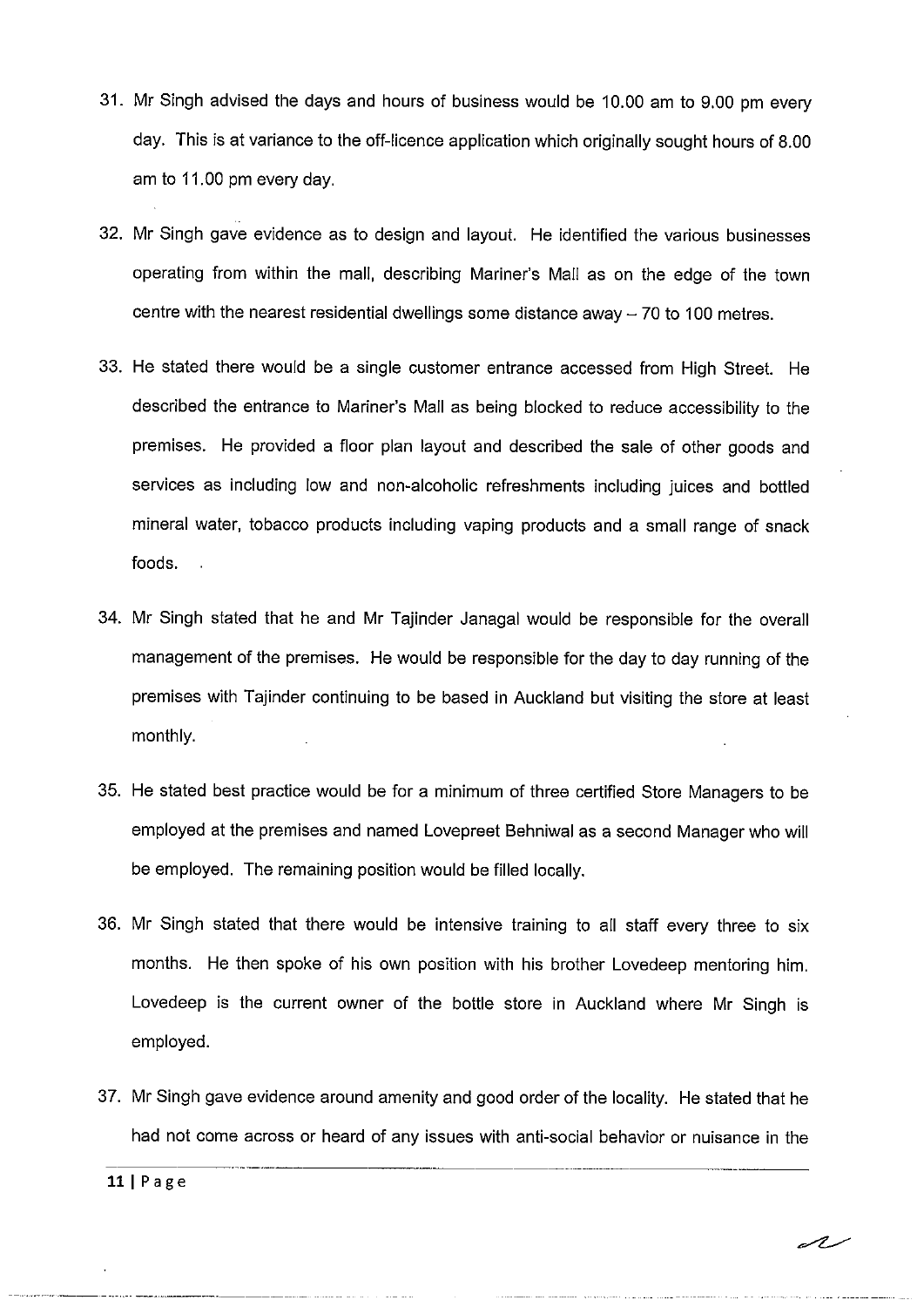31. Mr Singh advised the days and hours of business would be 10.00 am to 9.00 pm every day. This is at variance to the off-licence application which originally sought hours of 8.00 am to 11.00 pm every day.

32. Mr Singh gave evidence as to design and layout. He identified the various businesses operating from within the mall, describing Mariner's Mall as on the edge of the town centre with the nearest residential dwellings some distance away – 70 to 100 metres.

33. He stated there would be a single customer entrance accessed from High Street. He described the entrance to Mariner's Mall as being blocked to reduce accessibility to the premises. He provided a floor plan layout and described the sale of other goods and services as including low and non-alcoholic refreshments including juices and bottled mineral water, tobacco products including vaping products and a small range of snack foods.

34. Mr Singh stated that he and Mr Tajinder Janagal would be responsible for the overall management of the premises. He would be responsible for the day to day running of the premises with Tajinder continuing to be based in Auckland but visiting the store at least monthly.

35. He stated best practice would be for a minimum of three certified Store Managers to be employed at the premises and named Lovepreet Behniwal as a second Manager who will be employed. The remaining position would be filled locally.

36. Mr Singh stated that there would be intensive training to all staff every three to six months. He then spoke of his own position with his brother Lovedeep mentoring him. Lovedeep is the current owner of the bottle store in Auckland where Mr Singh is employed.

37. Mr Singh gave evidence around amenity and good order of the locality. He stated that he had not come across or heard of any issues with anti-social behavior or nuisance in the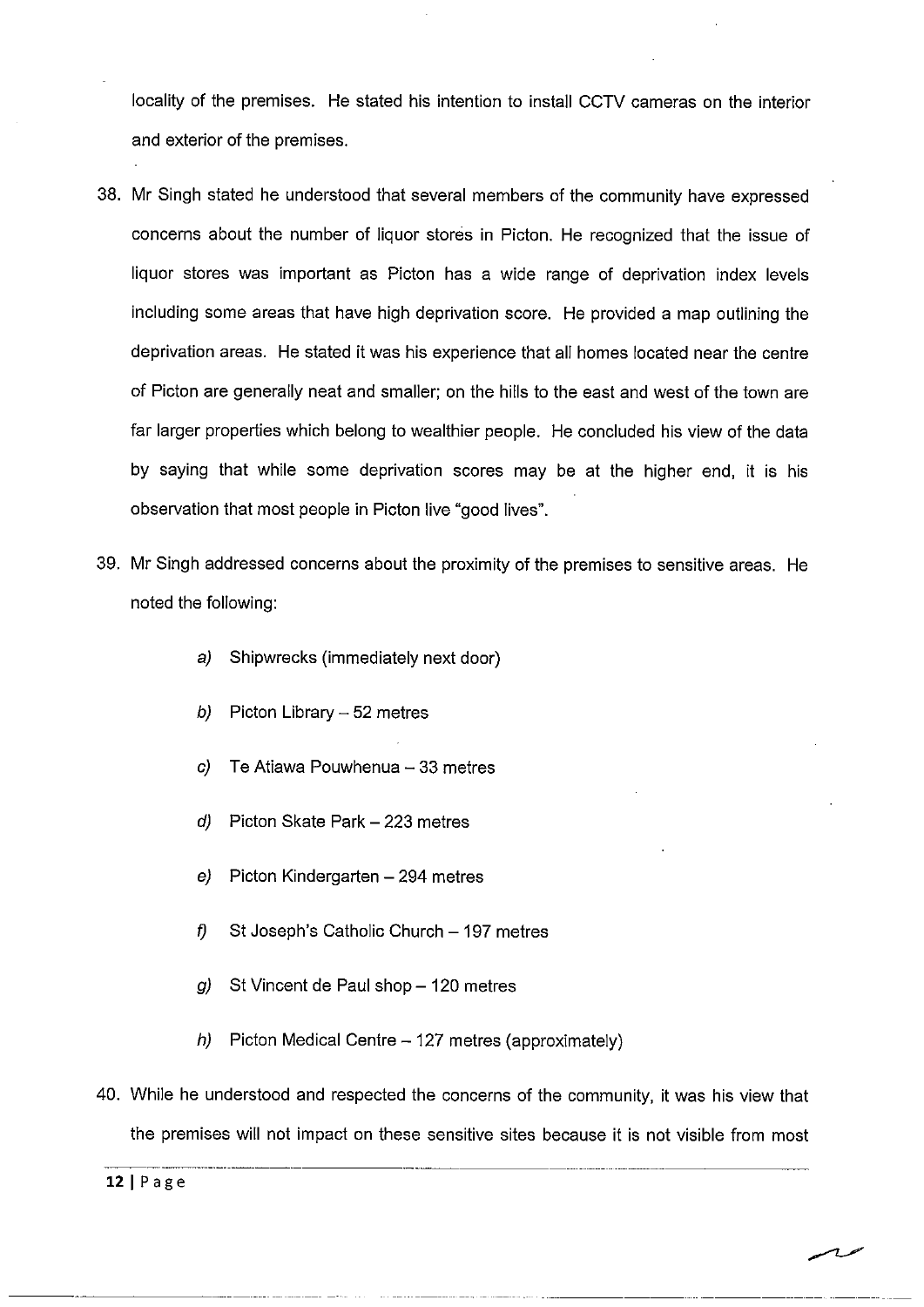locality of the premises. He stated his intention to install CCTV cameras on the interior and exterior of the premises.

38. Mr Singh stated he understood that several members of the community have expressed concerns about the number of liquor stores in Picton. He recognized that the issue of liquor stores was important as Picton has a wide range of deprivation index levels including some areas that have high deprivation score. He provided a map outlining the deprivation areas. He stated it was his experience that all homes located near the centre of Picton are generally neat and smaller; on the hills to the east and west of the town are far larger properties which belong to wealthier people. He concluded his view of the data by saying that while some deprivation scores may be at the higher end, it is his observation that most people in Picton live "good lives".

39. Mr Singh addressed concerns about the proximity of the premises to sensitive areas. He noted the following:

    *a)* Shipwrecks (immediately next door)

    *b)* Picton Library – 52 metres

    *c)* Te Atiawa Pouwhenua – 33 metres

    *d)* Picton Skate Park – 223 metres

    *e)* Picton Kindergarten – 294 metres

    *f)* St Joseph's Catholic Church – 197 metres

    *g)* St Vincent de Paul shop – 120 metres

    *h)* Picton Medical Centre – 127 metres (approximately)

40. While he understood and respected the concerns of the community, it was his view that the premises will not impact on these sensitive sites because it is not visible from most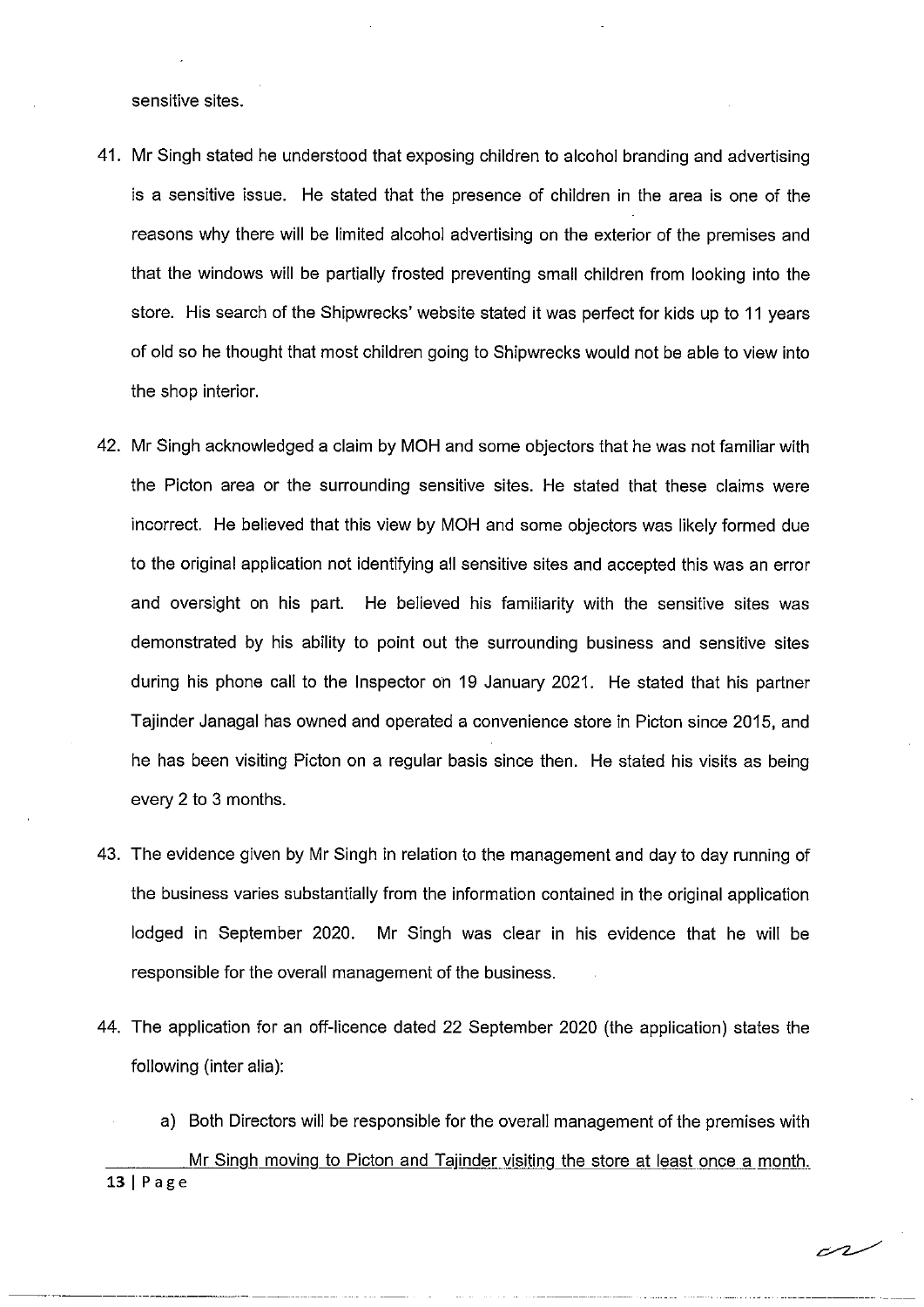sensitive sites.

41. Mr Singh stated he understood that exposing children to alcohol branding and advertising is a sensitive issue. He stated that the presence of children in the area is one of the reasons why there will be limited alcohol advertising on the exterior of the premises and that the windows will be partially frosted preventing small children from looking into the store. His search of the Shipwrecks' website stated it was perfect for kids up to 11 years of old so he thought that most children going to Shipwrecks would not be able to view into the shop interior.

42. Mr Singh acknowledged a claim by MOH and some objectors that he was not familiar with the Picton area or the surrounding sensitive sites. He stated that these claims were incorrect. He believed that this view by MOH and some objectors was likely formed due to the original application not identifying all sensitive sites and accepted this was an error and oversight on his part. He believed his familiarity with the sensitive sites was demonstrated by his ability to point out the surrounding business and sensitive sites during his phone call to the Inspector on 19 January 2021. He stated that his partner Tajinder Janagal has owned and operated a convenience store in Picton since 2015, and he has been visiting Picton on a regular basis since then. He stated his visits as being every 2 to 3 months.

43. The evidence given by Mr Singh in relation to the management and day to day running of the business varies substantially from the information contained in the original application lodged in September 2020. Mr Singh was clear in his evidence that he will be responsible for the overall management of the business.

44. The application for an off-licence dated 22 September 2020 (the application) states the following (inter alia):

    a) Both Directors will be responsible for the overall management of the premises with Mr Singh moving to Picton and Tajinder visiting the store at least once a month.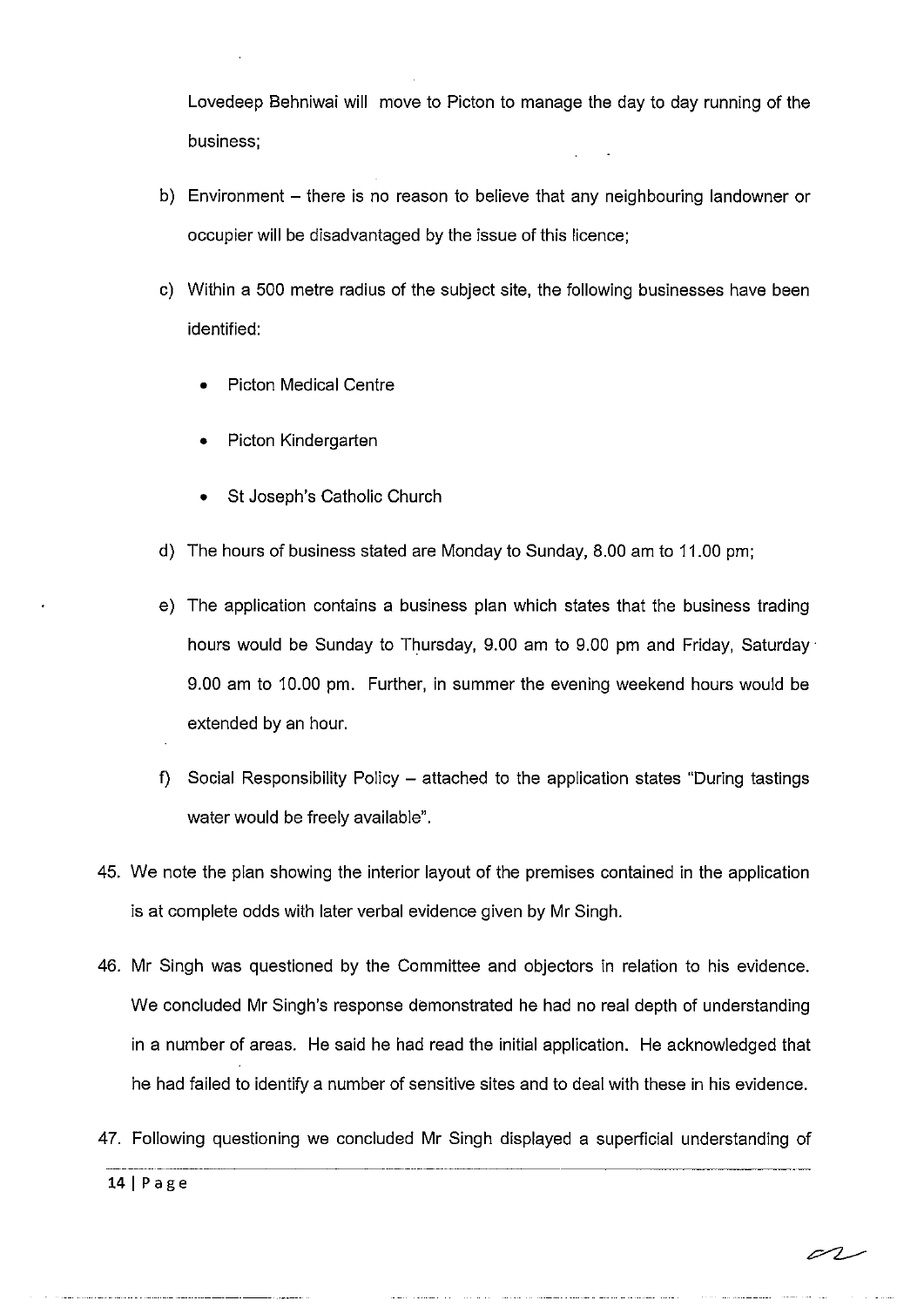Lovedeep Behniwal will move to Picton to manage the day to day running of the business;

b) Environment – there is no reason to believe that any neighbouring landowner or occupier will be disadvantaged by the issue of this licence;

c) Within a 500 metre radius of the subject site, the following businesses have been identified:

- Picton Medical Centre
- Picton Kindergarten
- St Joseph's Catholic Church

d) The hours of business stated are Monday to Sunday, 8.00 am to 11.00 pm;

e) The application contains a business plan which states that the business trading hours would be Sunday to Thursday, 9.00 am to 9.00 pm and Friday, Saturday 9.00 am to 10.00 pm. Further, in summer the evening weekend hours would be extended by an hour.

f) Social Responsibility Policy – attached to the application states "During tastings water would be freely available".

45. We note the plan showing the interior layout of the premises contained in the application is at complete odds with later verbal evidence given by Mr Singh.

46. Mr Singh was questioned by the Committee and objectors in relation to his evidence. We concluded Mr Singh's response demonstrated he had no real depth of understanding in a number of areas. He said he had read the initial application. He acknowledged that he had failed to identify a number of sensitive sites and to deal with these in his evidence.

47. Following questioning we concluded Mr Singh displayed a superficial understanding of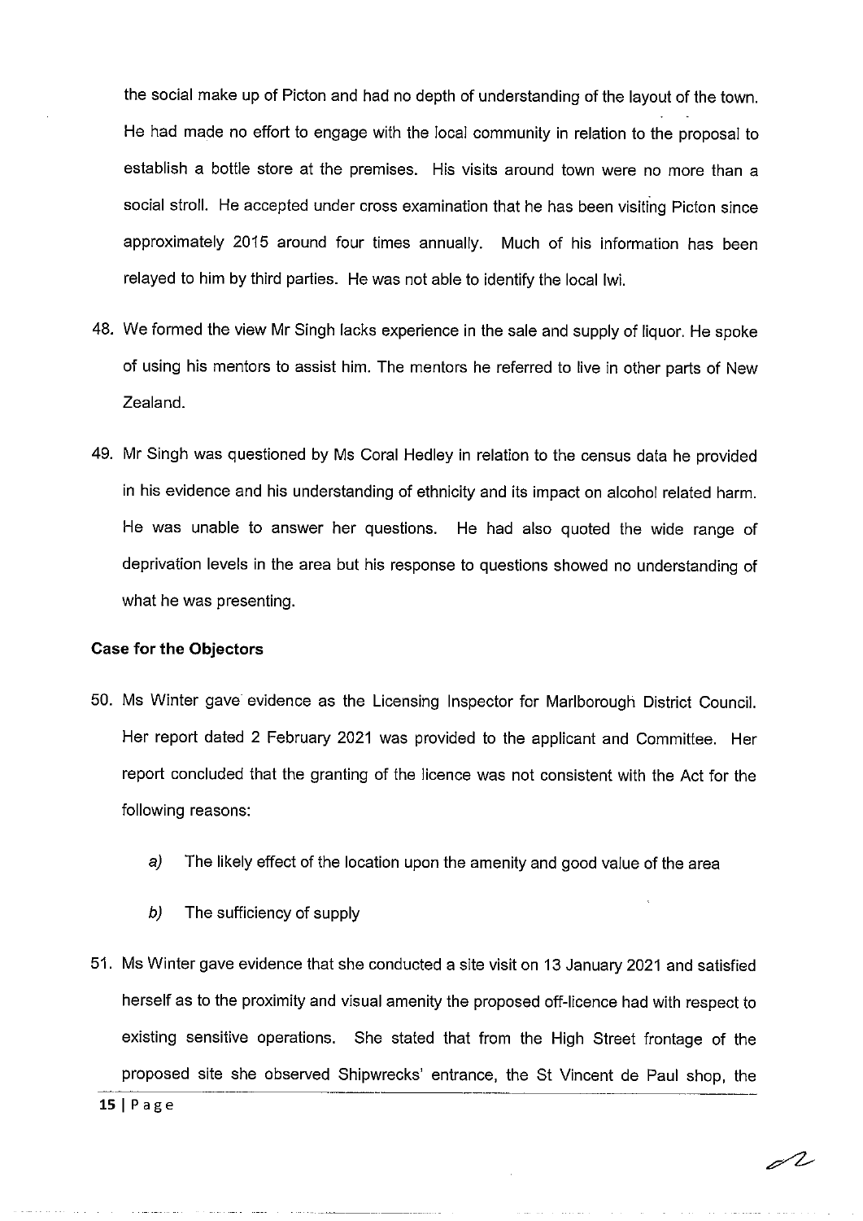the social make up of Picton and had no depth of understanding of the layout of the town. He had made no effort to engage with the local community in relation to the proposal to establish a bottle store at the premises. His visits around town were no more than a social stroll. He accepted under cross examination that he has been visiting Picton since approximately 2015 around four times annually. Much of his information has been relayed to him by third parties. He was not able to identify the local Iwi.

48. We formed the view Mr Singh lacks experience in the sale and supply of liquor. He spoke of using his mentors to assist him. The mentors he referred to live in other parts of New Zealand.

49. Mr Singh was questioned by Ms Coral Hedley in relation to the census data he provided in his evidence and his understanding of ethnicity and its impact on alcohol related harm. He was unable to answer her questions. He had also quoted the wide range of deprivation levels in the area but his response to questions showed no understanding of what he was presenting.

**Case for the Objectors**

50. Ms Winter gave evidence as the Licensing Inspector for Marlborough District Council. Her report dated 2 February 2021 was provided to the applicant and Committee. Her report concluded that the granting of the licence was not consistent with the Act for the following reasons:

    *a)* The likely effect of the location upon the amenity and good value of the area

    *b)* The sufficiency of supply

51. Ms Winter gave evidence that she conducted a site visit on 13 January 2021 and satisfied herself as to the proximity and visual amenity the proposed off-licence had with respect to existing sensitive operations. She stated that from the High Street frontage of the proposed site she observed Shipwrecks' entrance, the St Vincent de Paul shop, the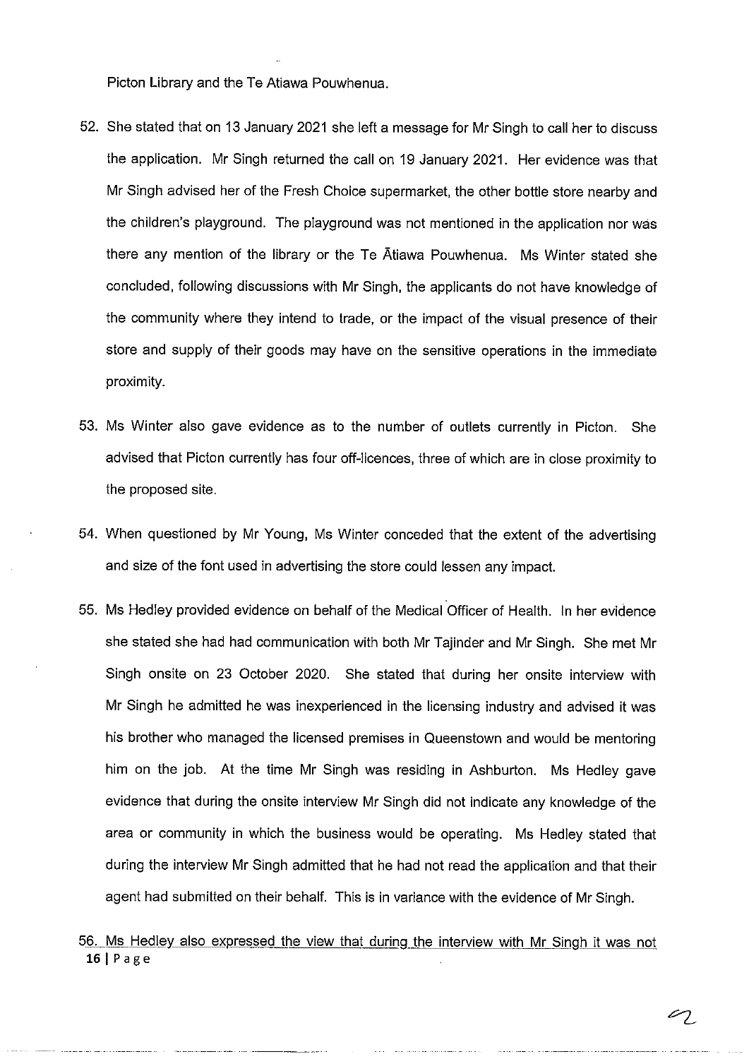Picton Library and the Te Atiawa Pouwhenua.

52. She stated that on 13 January 2021 she left a message for Mr Singh to call her to discuss the application. Mr Singh returned the call on 19 January 2021. Her evidence was that Mr Singh advised her of the Fresh Choice supermarket, the other bottle store nearby and the children's playground. The playground was not mentioned in the application nor was there any mention of the library or the Te Ātiawa Pouwhenua. Ms Winter stated she concluded, following discussions with Mr Singh, the applicants do not have knowledge of the community where they intend to trade, or the impact of the visual presence of their store and supply of their goods may have on the sensitive operations in the immediate proximity.

53. Ms Winter also gave evidence as to the number of outlets currently in Picton. She advised that Picton currently has four off-licences, three of which are in close proximity to the proposed site.

54. When questioned by Mr Young, Ms Winter conceded that the extent of the advertising and size of the font used in advertising the store could lessen any impact.

55. Ms Hedley provided evidence on behalf of the Medical Officer of Health. In her evidence she stated she had had communication with both Mr Tajinder and Mr Singh. She met Mr Singh onsite on 23 October 2020. She stated that during her onsite interview with Mr Singh he admitted he was inexperienced in the licensing industry and advised it was his brother who managed the licensed premises in Queenstown and would be mentoring him on the job. At the time Mr Singh was residing in Ashburton. Ms Hedley gave evidence that during the onsite interview Mr Singh did not indicate any knowledge of the area or community in which the business would be operating. Ms Hedley stated that during the interview Mr Singh admitted that he had not read the application and that their agent had submitted on their behalf. This is in variance with the evidence of Mr Singh.

56. Ms Hedley also expressed the view that during the interview with Mr Singh it was not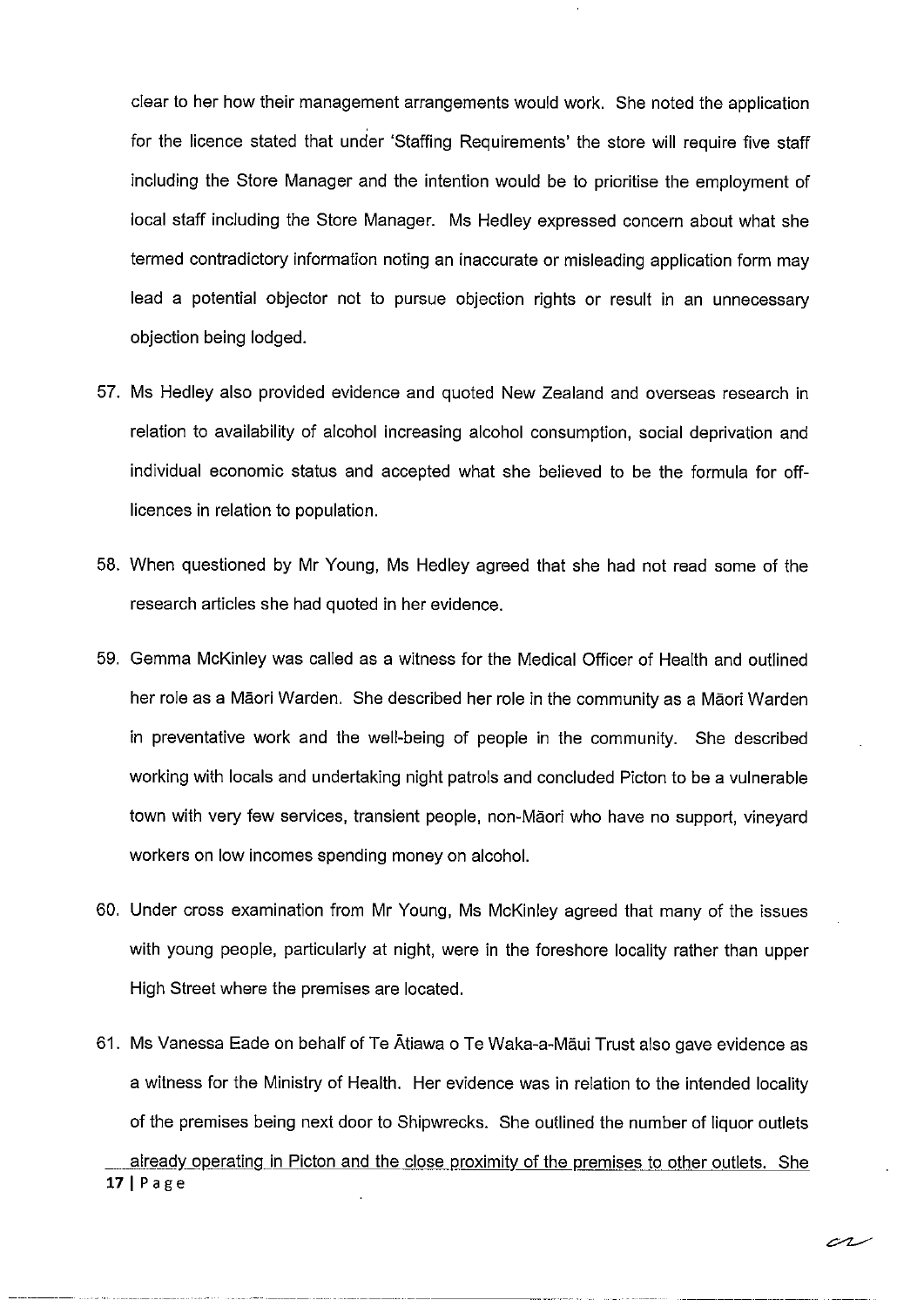clear to her how their management arrangements would work. She noted the application for the licence stated that under 'Staffing Requirements' the store will require five staff including the Store Manager and the intention would be to prioritise the employment of local staff including the Store Manager. Ms Hedley expressed concern about what she termed contradictory information noting an inaccurate or misleading application form may lead a potential objector not to pursue objection rights or result in an unnecessary objection being lodged.

57. Ms Hedley also provided evidence and quoted New Zealand and overseas research in relation to availability of alcohol increasing alcohol consumption, social deprivation and individual economic status and accepted what she believed to be the formula for off-licences in relation to population.

58. When questioned by Mr Young, Ms Hedley agreed that she had not read some of the research articles she had quoted in her evidence.

59. Gemma McKinley was called as a witness for the Medical Officer of Health and outlined her role as a Māori Warden. She described her role in the community as a Māori Warden in preventative work and the well-being of people in the community. She described working with locals and undertaking night patrols and concluded Picton to be a vulnerable town with very few services, transient people, non-Māori who have no support, vineyard workers on low incomes spending money on alcohol.

60. Under cross examination from Mr Young, Ms McKinley agreed that many of the issues with young people, particularly at night, were in the foreshore locality rather than upper High Street where the premises are located.

61. Ms Vanessa Eade on behalf of Te Ātiawa o Te Waka-a-Māui Trust also gave evidence as a witness for the Ministry of Health. Her evidence was in relation to the intended locality of the premises being next door to Shipwrecks. She outlined the number of liquor outlets already operating in Picton and the close proximity of the premises to other outlets. She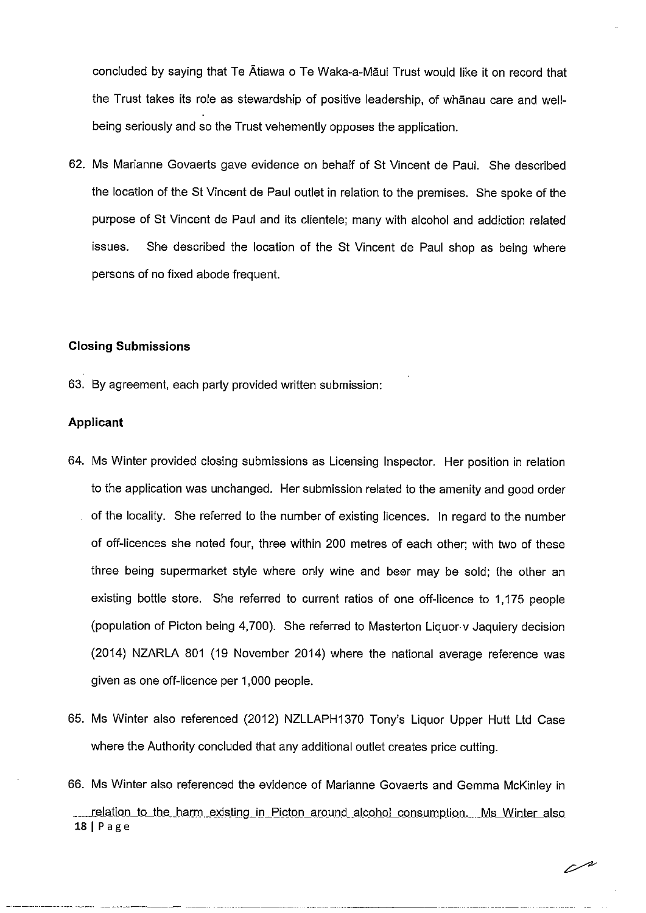concluded by saying that Te Ātiawa o Te Waka-a-Māui Trust would like it on record that the Trust takes its role as stewardship of positive leadership, of whānau care and well-being seriously and so the Trust vehemently opposes the application.

62. Ms Marianne Govaerts gave evidence on behalf of St Vincent de Paul. She described the location of the St Vincent de Paul outlet in relation to the premises. She spoke of the purpose of St Vincent de Paul and its clientele; many with alcohol and addiction related issues. She described the location of the St Vincent de Paul shop as being where persons of no fixed abode frequent.

### Closing Submissions

63. By agreement, each party provided written submission:

### Applicant

64. Ms Winter provided closing submissions as Licensing Inspector. Her position in relation to the application was unchanged. Her submission related to the amenity and good order of the locality. She referred to the number of existing licences. In regard to the number of off-licences she noted four, three within 200 metres of each other; with two of these three being supermarket style where only wine and beer may be sold; the other an existing bottle store. She referred to current ratios of one off-licence to 1,175 people (population of Picton being 4,700). She referred to Masterton Liquor v Jaquiery decision (2014) NZARLA 801 (19 November 2014) where the national average reference was given as one off-licence per 1,000 people.

65. Ms Winter also referenced (2012) NZLLAPH1370 Tony's Liquor Upper Hutt Ltd Case where the Authority concluded that any additional outlet creates price cutting.

66. Ms Winter also referenced the evidence of Marianne Govaerts and Gemma McKinley in relation to the harm existing in Picton around alcohol consumption. Ms Winter also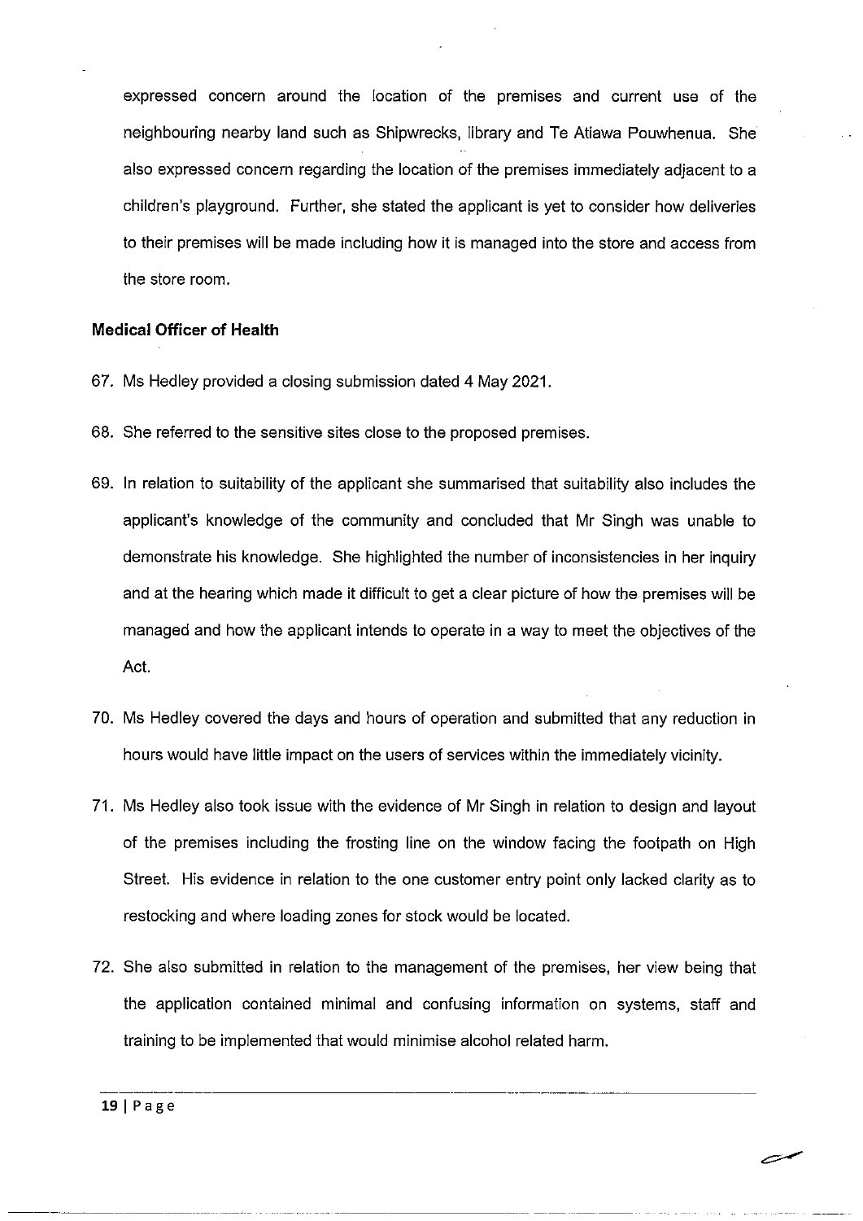expressed concern around the location of the premises and current use of the neighbouring nearby land such as Shipwrecks, library and Te Atiawa Pouwhenua. She also expressed concern regarding the location of the premises immediately adjacent to a children's playground. Further, she stated the applicant is yet to consider how deliveries to their premises will be made including how it is managed into the store and access from the store room.

**Medical Officer of Health**

67. Ms Hedley provided a closing submission dated 4 May 2021.

68. She referred to the sensitive sites close to the proposed premises.

69. In relation to suitability of the applicant she summarised that suitability also includes the applicant's knowledge of the community and concluded that Mr Singh was unable to demonstrate his knowledge. She highlighted the number of inconsistencies in her inquiry and at the hearing which made it difficult to get a clear picture of how the premises will be managed and how the applicant intends to operate in a way to meet the objectives of the Act.

70. Ms Hedley covered the days and hours of operation and submitted that any reduction in hours would have little impact on the users of services within the immediately vicinity.

71. Ms Hedley also took issue with the evidence of Mr Singh in relation to design and layout of the premises including the frosting line on the window facing the footpath on High Street. His evidence in relation to the one customer entry point only lacked clarity as to restocking and where loading zones for stock would be located.

72. She also submitted in relation to the management of the premises, her view being that the application contained minimal and confusing information on systems, staff and training to be implemented that would minimise alcohol related harm.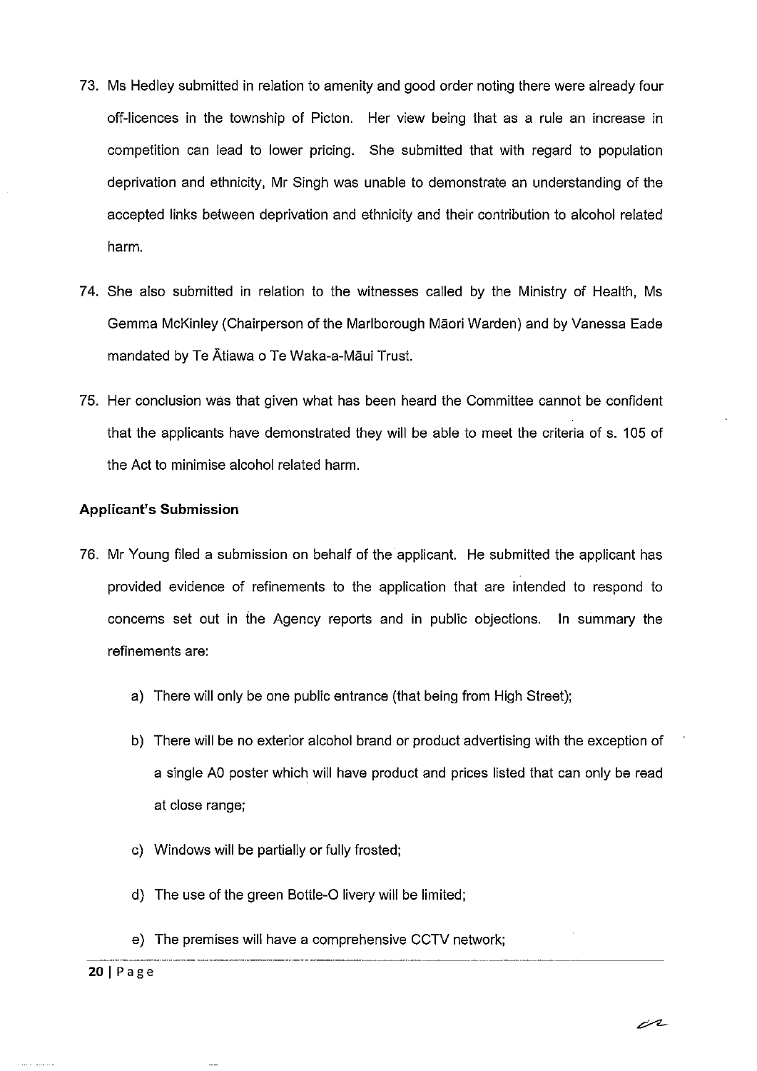73. Ms Hedley submitted in relation to amenity and good order noting there were already four off-licences in the township of Picton. Her view being that as a rule an increase in competition can lead to lower pricing. She submitted that with regard to population deprivation and ethnicity, Mr Singh was unable to demonstrate an understanding of the accepted links between deprivation and ethnicity and their contribution to alcohol related harm.

74. She also submitted in relation to the witnesses called by the Ministry of Health, Ms Gemma McKinley (Chairperson of the Marlborough Māori Warden) and by Vanessa Eade mandated by Te Ātiawa o Te Waka-a-Māui Trust.

75. Her conclusion was that given what has been heard the Committee cannot be confident that the applicants have demonstrated they will be able to meet the criteria of s. 105 of the Act to minimise alcohol related harm.

**Applicant's Submission**

76. Mr Young filed a submission on behalf of the applicant. He submitted the applicant has provided evidence of refinements to the application that are intended to respond to concerns set out in the Agency reports and in public objections. In summary the refinements are:

    a) There will only be one public entrance (that being from High Street);

    b) There will be no exterior alcohol brand or product advertising with the exception of a single A0 poster which will have product and prices listed that can only be read at close range;

    c) Windows will be partially or fully frosted;

    d) The use of the green Bottle-O livery will be limited;

    e) The premises will have a comprehensive CCTV network;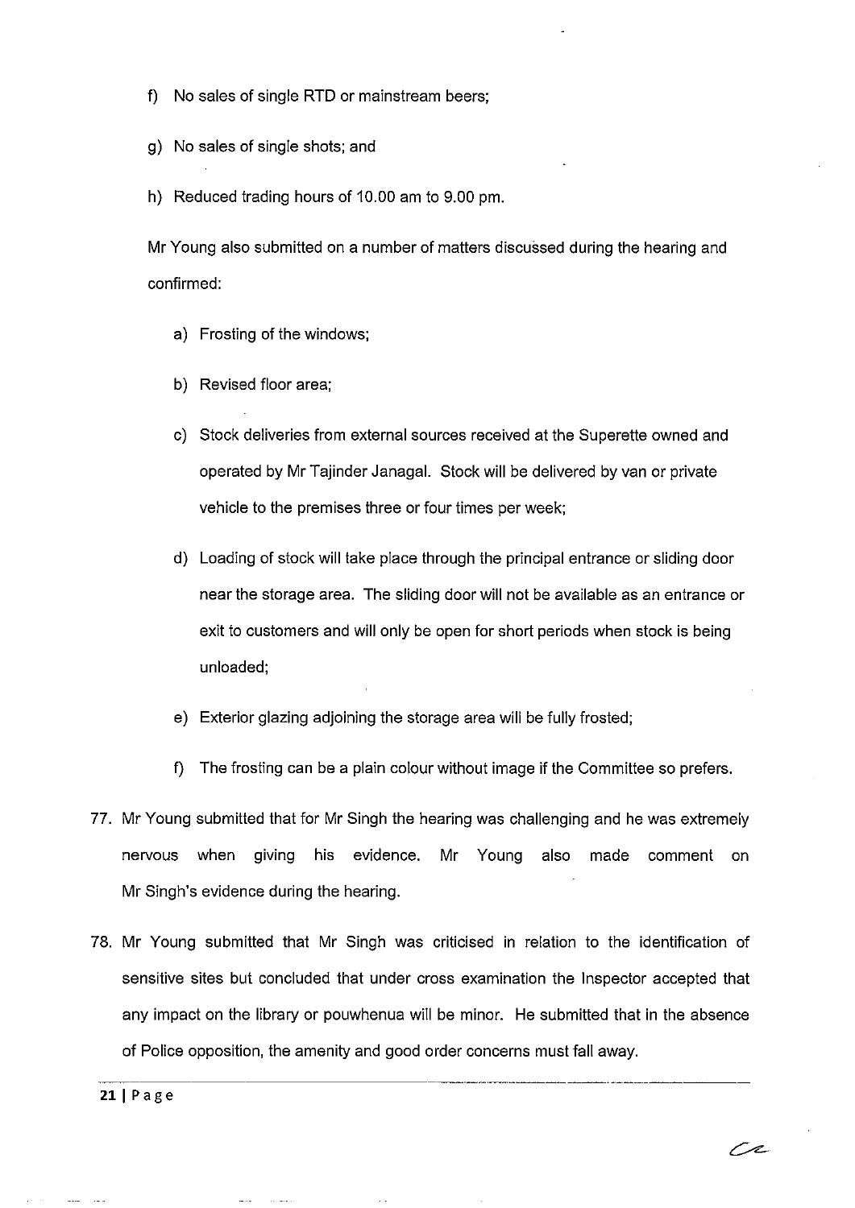f) No sales of single RTD or mainstream beers;

g) No sales of single shots; and

h) Reduced trading hours of 10.00 am to 9.00 pm.

Mr Young also submitted on a number of matters discussed during the hearing and confirmed:

a) Frosting of the windows;

b) Revised floor area;

c) Stock deliveries from external sources received at the Superette owned and operated by Mr Tajinder Janagal. Stock will be delivered by van or private vehicle to the premises three or four times per week;

d) Loading of stock will take place through the principal entrance or sliding door near the storage area. The sliding door will not be available as an entrance or exit to customers and will only be open for short periods when stock is being unloaded;

e) Exterior glazing adjoining the storage area will be fully frosted;

f) The frosting can be a plain colour without image if the Committee so prefers.

77. Mr Young submitted that for Mr Singh the hearing was challenging and he was extremely nervous when giving his evidence. Mr Young also made comment on Mr Singh's evidence during the hearing.

78. Mr Young submitted that Mr Singh was criticised in relation to the identification of sensitive sites but concluded that under cross examination the Inspector accepted that any impact on the library or pouwhenua will be minor. He submitted that in the absence of Police opposition, the amenity and good order concerns must fall away.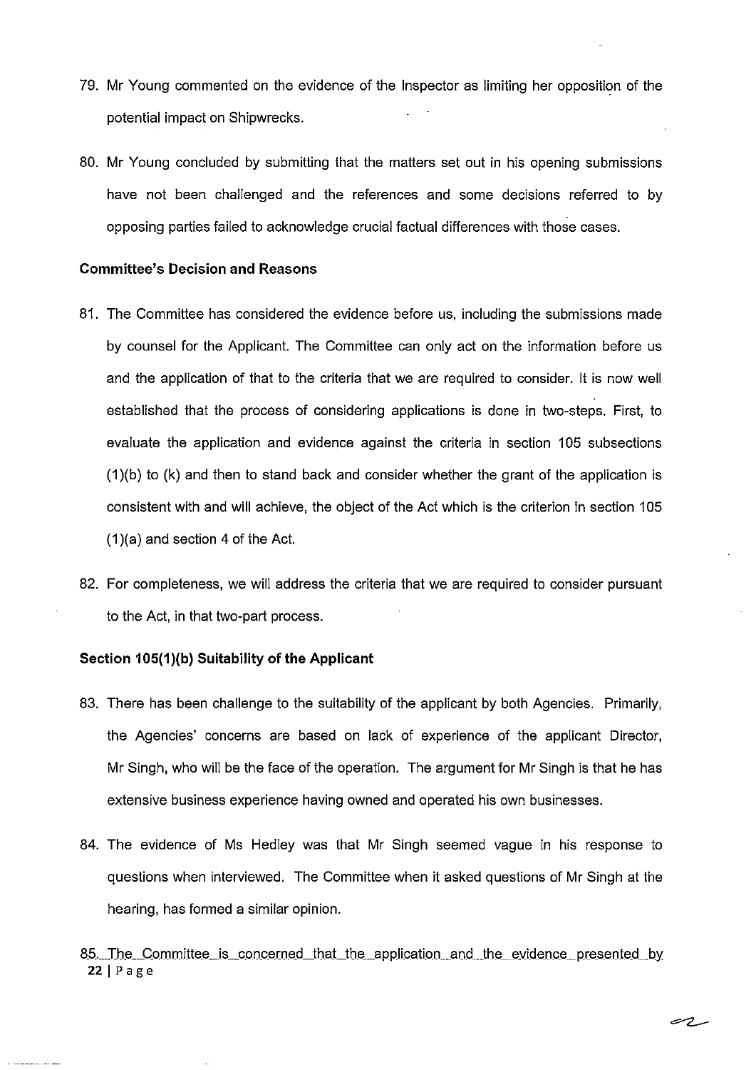79. Mr Young commented on the evidence of the Inspector as limiting her opposition of the potential impact on Shipwrecks.

80. Mr Young concluded by submitting that the matters set out in his opening submissions have not been challenged and the references and some decisions referred to by opposing parties failed to acknowledge crucial factual differences with those cases.

**Committee's Decision and Reasons**

81. The Committee has considered the evidence before us, including the submissions made by counsel for the Applicant. The Committee can only act on the information before us and the application of that to the criteria that we are required to consider. It is now well established that the process of considering applications is done in two-steps. First, to evaluate the application and evidence against the criteria in section 105 subsections (1)(b) to (k) and then to stand back and consider whether the grant of the application is consistent with and will achieve, the object of the Act which is the criterion in section 105 (1)(a) and section 4 of the Act.

82. For completeness, we will address the criteria that we are required to consider pursuant to the Act, in that two-part process.

**Section 105(1)(b) Suitability of the Applicant**

83. There has been challenge to the suitability of the applicant by both Agencies. Primarily, the Agencies' concerns are based on lack of experience of the applicant Director, Mr Singh, who will be the face of the operation. The argument for Mr Singh is that he has extensive business experience having owned and operated his own businesses.

84. The evidence of Ms Hedley was that Mr Singh seemed vague in his response to questions when interviewed. The Committee when it asked questions of Mr Singh at the hearing, has formed a similar opinion.

85. The Committee is concerned that the application and the evidence presented by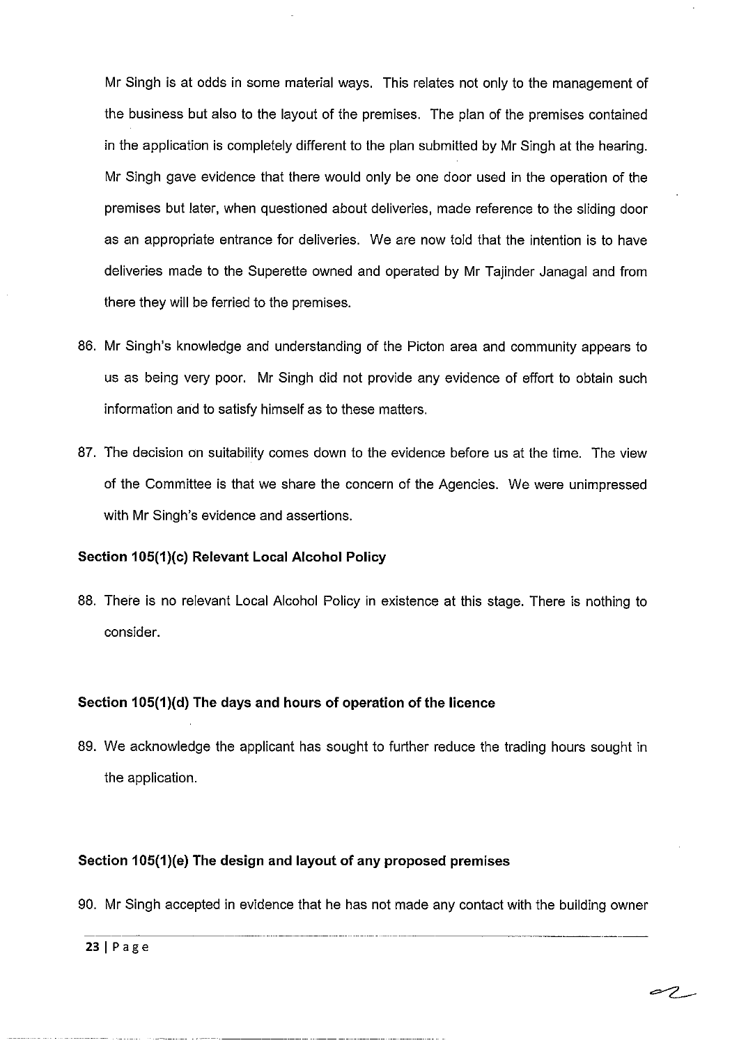Mr Singh is at odds in some material ways. This relates not only to the management of the business but also to the layout of the premises. The plan of the premises contained in the application is completely different to the plan submitted by Mr Singh at the hearing. Mr Singh gave evidence that there would only be one door used in the operation of the premises but later, when questioned about deliveries, made reference to the sliding door as an appropriate entrance for deliveries. We are now told that the intention is to have deliveries made to the Superette owned and operated by Mr Tajinder Janagal and from there they will be ferried to the premises.

86. Mr Singh's knowledge and understanding of the Picton area and community appears to us as being very poor. Mr Singh did not provide any evidence of effort to obtain such information and to satisfy himself as to these matters.

87. The decision on suitability comes down to the evidence before us at the time. The view of the Committee is that we share the concern of the Agencies. We were unimpressed with Mr Singh's evidence and assertions.

**Section 105(1)(c) Relevant Local Alcohol Policy**

88. There is no relevant Local Alcohol Policy in existence at this stage. There is nothing to consider.

**Section 105(1)(d) The days and hours of operation of the licence**

89. We acknowledge the applicant has sought to further reduce the trading hours sought in the application.

**Section 105(1)(e) The design and layout of any proposed premises**

90. Mr Singh accepted in evidence that he has not made any contact with the building owner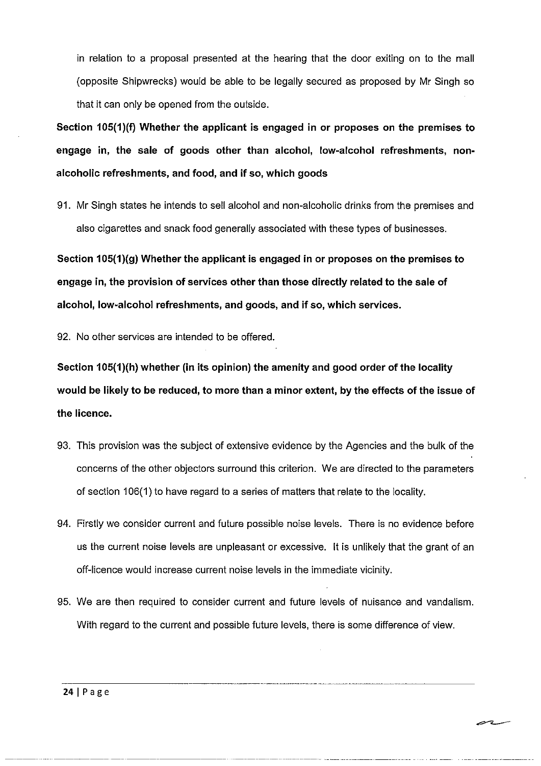in relation to a proposal presented at the hearing that the door exiting on to the mall (opposite Shipwrecks) would be able to be legally secured as proposed by Mr Singh so that it can only be opened from the outside.

**Section 105(1)(f) Whether the applicant is engaged in or proposes on the premises to engage in, the sale of goods other than alcohol, low-alcohol refreshments, non-alcoholic refreshments, and food, and if so, which goods**

91. Mr Singh states he intends to sell alcohol and non-alcoholic drinks from the premises and also cigarettes and snack food generally associated with these types of businesses.

**Section 105(1)(g) Whether the applicant is engaged in or proposes on the premises to engage in, the provision of services other than those directly related to the sale of alcohol, low-alcohol refreshments, and goods, and if so, which services.**

92. No other services are intended to be offered.

**Section 105(1)(h) whether (in its opinion) the amenity and good order of the locality would be likely to be reduced, to more than a minor extent, by the effects of the issue of the licence.**

93. This provision was the subject of extensive evidence by the Agencies and the bulk of the concerns of the other objectors surround this criterion. We are directed to the parameters of section 106(1) to have regard to a series of matters that relate to the locality.

94. Firstly we consider current and future possible noise levels. There is no evidence before us the current noise levels are unpleasant or excessive. It is unlikely that the grant of an off-licence would increase current noise levels in the immediate vicinity.

95. We are then required to consider current and future levels of nuisance and vandalism. With regard to the current and possible future levels, there is some difference of view.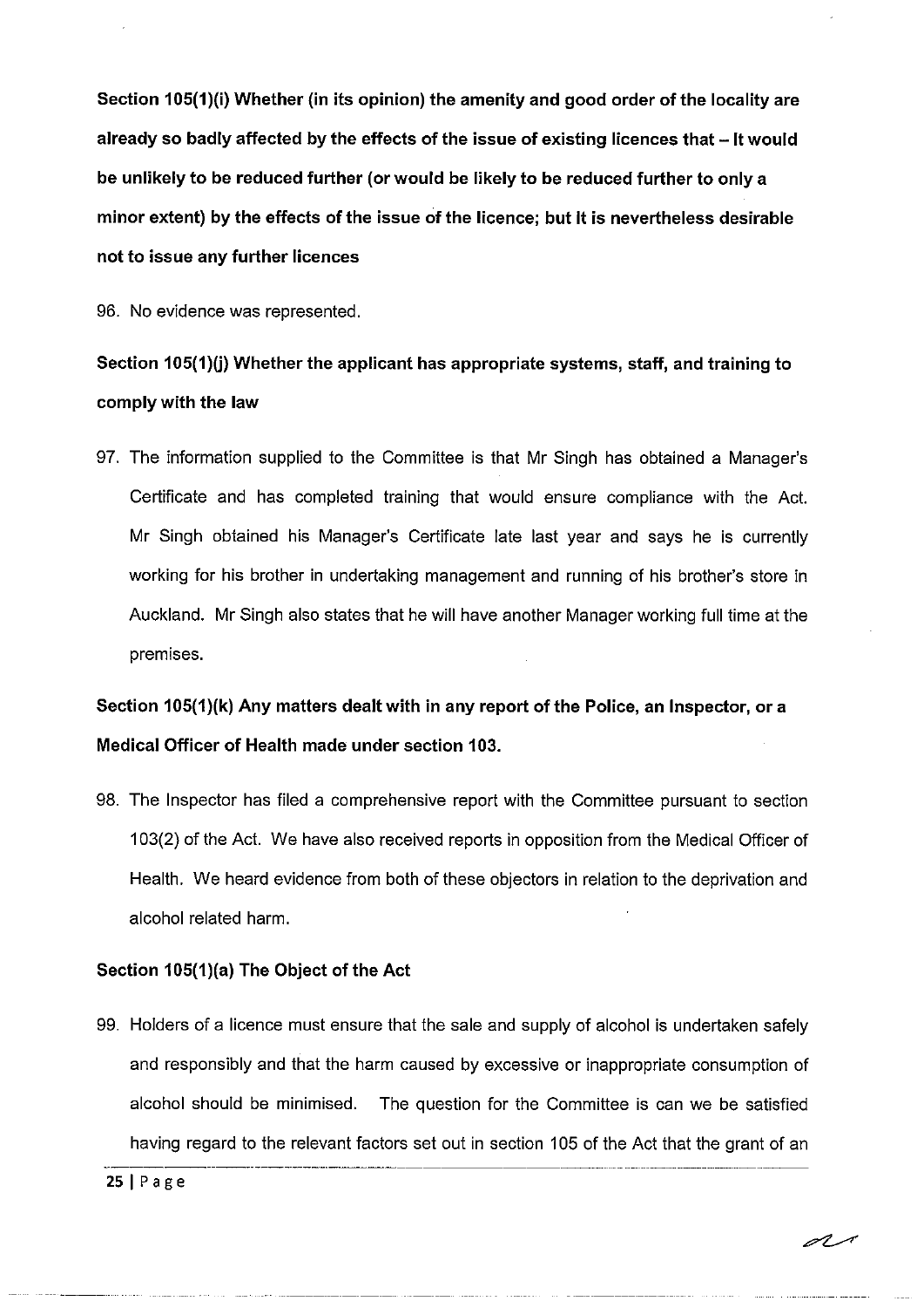**Section 105(1)(i) Whether (in its opinion) the amenity and good order of the locality are already so badly affected by the effects of the issue of existing licences that – It would be unlikely to be reduced further (or would be likely to be reduced further to only a minor extent) by the effects of the issue of the licence; but It is nevertheless desirable not to issue any further licences**

96. No evidence was represented.

**Section 105(1)(j) Whether the applicant has appropriate systems, staff, and training to comply with the law**

97. The information supplied to the Committee is that Mr Singh has obtained a Manager's Certificate and has completed training that would ensure compliance with the Act. Mr Singh obtained his Manager's Certificate late last year and says he is currently working for his brother in undertaking management and running of his brother's store in Auckland. Mr Singh also states that he will have another Manager working full time at the premises.

**Section 105(1)(k) Any matters dealt with in any report of the Police, an Inspector, or a Medical Officer of Health made under section 103.**

98. The Inspector has filed a comprehensive report with the Committee pursuant to section 103(2) of the Act. We have also received reports in opposition from the Medical Officer of Health. We heard evidence from both of these objectors in relation to the deprivation and alcohol related harm.

**Section 105(1)(a) The Object of the Act**

99. Holders of a licence must ensure that the sale and supply of alcohol is undertaken safely and responsibly and that the harm caused by excessive or inappropriate consumption of alcohol should be minimised. The question for the Committee is can we be satisfied having regard to the relevant factors set out in section 105 of the Act that the grant of an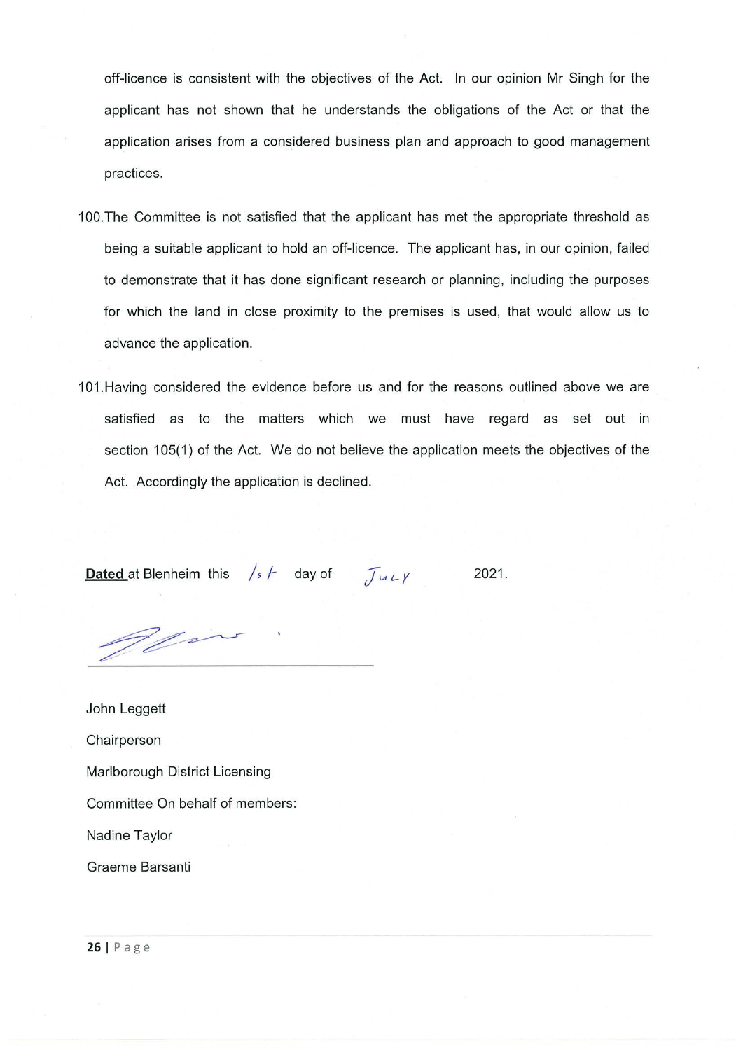off-licence is consistent with the objectives of the Act. In our opinion Mr Singh for the applicant has not shown that he understands the obligations of the Act or that the application arises from a considered business plan and approach to good management practices.

100. The Committee is not satisfied that the applicant has met the appropriate threshold as being a suitable applicant to hold an off-licence. The applicant has, in our opinion, failed to demonstrate that it has done significant research or planning, including the purposes for which the land in close proximity to the premises is used, that would allow us to advance the application.

101. Having considered the evidence before us and for the reasons outlined above we are satisfied as to the matters which we must have regard as set out in section 105(1) of the Act. We do not believe the application meets the objectives of the Act. Accordingly the application is declined.

**Dated** at Blenheim this 1st day of July 2021.

John Leggett

Chairperson

Marlborough District Licensing

Committee On behalf of members:

Nadine Taylor

Graeme Barsanti